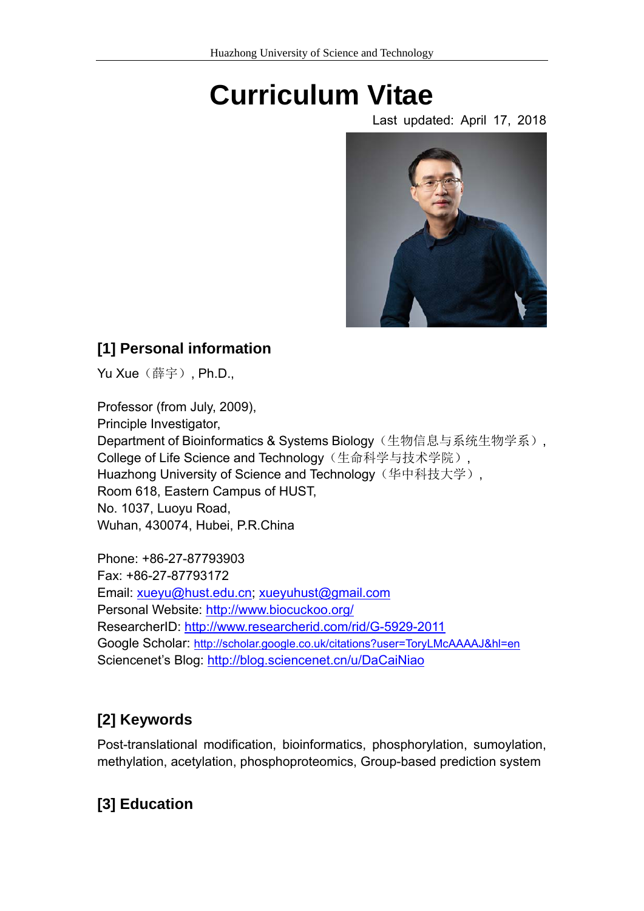# Curriculum Vitae

Last updated: April 17, 2018

## [1] Personal information

Yu Xue（薛宇）, Ph.D.,

Professor (from July, 2009),
Principle Investigator,
Department of Bioinformatics & Systems Biology（生物信息与系统生物学系）,
College of Life Science and Technology（生命科学与技术学院）,
Huazhong University of Science and Technology（华中科技大学）,
Room 618, Eastern Campus of HUST,
No. 1037, Luoyu Road,
Wuhan, 430074, Hubei, P.R.China

Phone: +86-27-87793903
Fax: +86-27-87793172
Email: xueyu@hust.edu.cn; xueyuhust@gmail.com
Personal Website: http://www.biocuckoo.org/
ResearcherID: http://www.researcherid.com/rid/G-5929-2011
Google Scholar: http://scholar.google.co.uk/citations?user=ToryLMcAAAAJ&hl=en
Sciencenet's Blog: http://blog.sciencenet.cn/u/DaCaiNiao

## [2] Keywords

Post-translational modification, bioinformatics, phosphorylation, sumoylation, methylation, acetylation, phosphoproteomics, Group-based prediction system

## [3] Education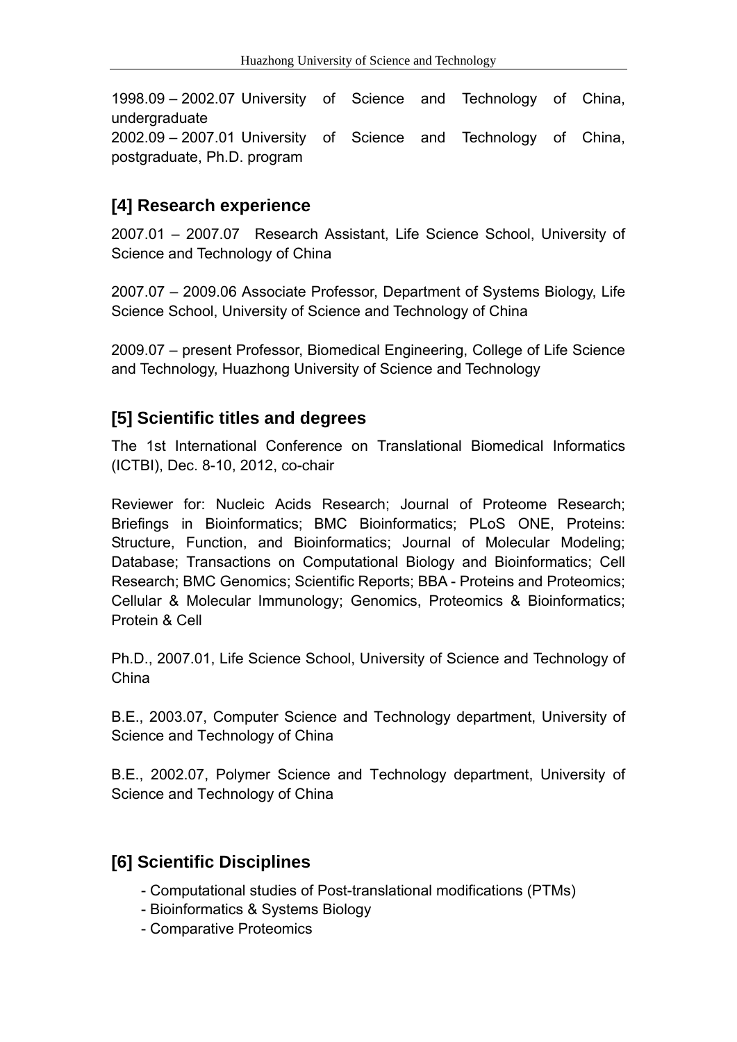1998.09 – 2002.07 University of Science and Technology of China, undergraduate
2002.09 – 2007.01 University of Science and Technology of China, postgraduate, Ph.D. program

## [4] Research experience

2007.01 – 2007.07 Research Assistant, Life Science School, University of Science and Technology of China

2007.07 – 2009.06 Associate Professor, Department of Systems Biology, Life Science School, University of Science and Technology of China

2009.07 – present Professor, Biomedical Engineering, College of Life Science and Technology, Huazhong University of Science and Technology

## [5] Scientific titles and degrees

The 1st International Conference on Translational Biomedical Informatics (ICTBI), Dec. 8-10, 2012, co-chair

Reviewer for: Nucleic Acids Research; Journal of Proteome Research; Briefings in Bioinformatics; BMC Bioinformatics; PLoS ONE, Proteins: Structure, Function, and Bioinformatics; Journal of Molecular Modeling; Database; Transactions on Computational Biology and Bioinformatics; Cell Research; BMC Genomics; Scientific Reports; BBA - Proteins and Proteomics; Cellular & Molecular Immunology; Genomics, Proteomics & Bioinformatics; Protein & Cell

Ph.D., 2007.01, Life Science School, University of Science and Technology of China

B.E., 2003.07, Computer Science and Technology department, University of Science and Technology of China

B.E., 2002.07, Polymer Science and Technology department, University of Science and Technology of China

## [6] Scientific Disciplines

- Computational studies of Post-translational modifications (PTMs)
- Bioinformatics & Systems Biology
- Comparative Proteomics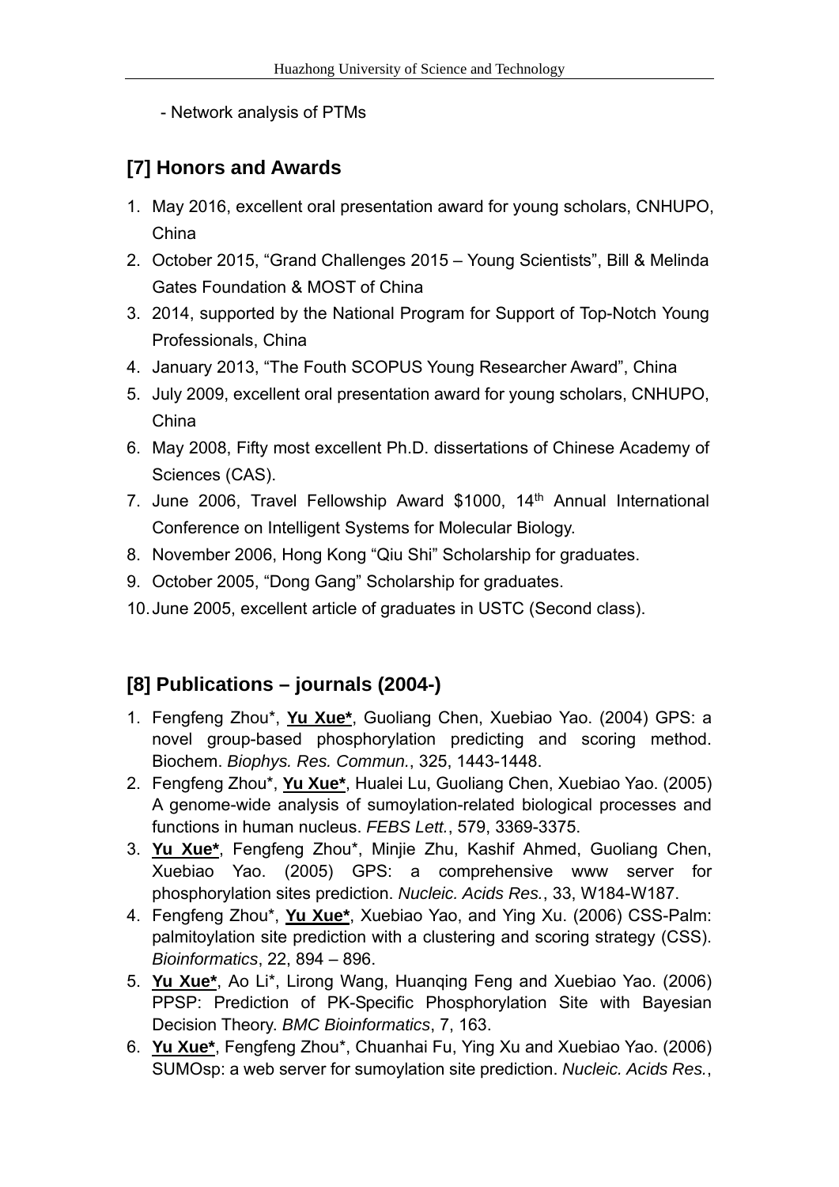- Network analysis of PTMs

## [7] Honors and Awards

1. May 2016, excellent oral presentation award for young scholars, CNHUPO, China
2. October 2015, “Grand Challenges 2015 – Young Scientists”, Bill & Melinda Gates Foundation & MOST of China
3. 2014, supported by the National Program for Support of Top-Notch Young Professionals, China
4. January 2013, “The Fouth SCOPUS Young Researcher Award”, China
5. July 2009, excellent oral presentation award for young scholars, CNHUPO, China
6. May 2008, Fifty most excellent Ph.D. dissertations of Chinese Academy of Sciences (CAS).
7. June 2006, Travel Fellowship Award $1000, 14th Annual International Conference on Intelligent Systems for Molecular Biology.
8. November 2006, Hong Kong “Qiu Shi” Scholarship for graduates.
9. October 2005, “Dong Gang” Scholarship for graduates.
10. June 2005, excellent article of graduates in USTC (Second class).

## [8] Publications – journals (2004-)

1. Fengfeng Zhou*, **Yu Xue***, Guoliang Chen, Xuebiao Yao. (2004) GPS: a novel group-based phosphorylation predicting and scoring method. Biochem. *Biophys. Res. Commun.*, 325, 1443-1448.
2. Fengfeng Zhou*, **Yu Xue***, Hualei Lu, Guoliang Chen, Xuebiao Yao. (2005) A genome-wide analysis of sumoylation-related biological processes and functions in human nucleus. *FEBS Lett.*, 579, 3369-3375.
3. **Yu Xue***, Fengfeng Zhou*, Minjie Zhu, Kashif Ahmed, Guoliang Chen, Xuebiao Yao. (2005) GPS: a comprehensive www server for phosphorylation sites prediction. *Nucleic. Acids Res.*, 33, W184-W187.
4. Fengfeng Zhou*, **Yu Xue***, Xuebiao Yao, and Ying Xu. (2006) CSS-Palm: palmitoylation site prediction with a clustering and scoring strategy (CSS). *Bioinformatics*, 22, 894 – 896.
5. **Yu Xue***, Ao Li*, Lirong Wang, Huanqing Feng and Xuebiao Yao. (2006) PPSP: Prediction of PK-Specific Phosphorylation Site with Bayesian Decision Theory. *BMC Bioinformatics*, 7, 163.
6. **Yu Xue***, Fengfeng Zhou*, Chuanhai Fu, Ying Xu and Xuebiao Yao. (2006) SUMOsp: a web server for sumoylation site prediction. *Nucleic. Acids Res.*,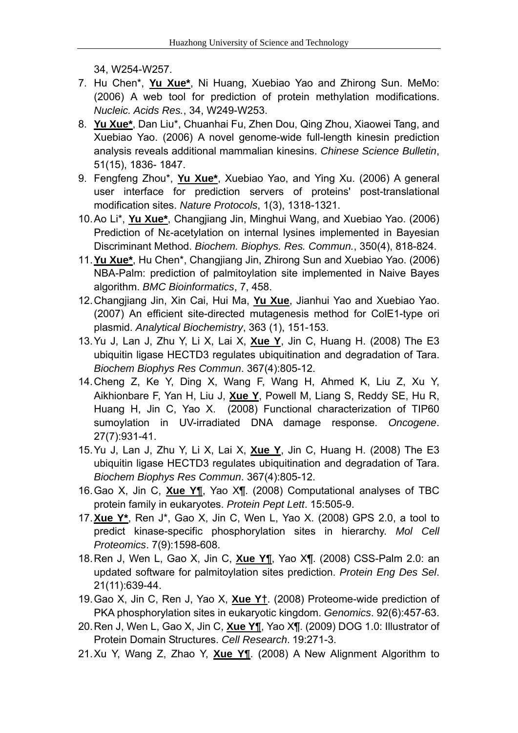34, W254-W257.

7. Hu Chen*, **Yu Xue***, Ni Huang, Xuebiao Yao and Zhirong Sun. MeMo: (2006) A web tool for prediction of protein methylation modifications. *Nucleic. Acids Res.*, 34, W249-W253.
8. **Yu Xue***, Dan Liu*, Chuanhai Fu, Zhen Dou, Qing Zhou, Xiaowei Tang, and Xuebiao Yao. (2006) A novel genome-wide full-length kinesin prediction analysis reveals additional mammalian kinesins. *Chinese Science Bulletin*, 51(15), 1836- 1847.
9. Fengfeng Zhou*, **Yu Xue***, Xuebiao Yao, and Ying Xu. (2006) A general user interface for prediction servers of proteins' post-translational modification sites. *Nature Protocols*, 1(3), 1318-1321.
10. Ao Li*, **Yu Xue***, Changjiang Jin, Minghui Wang, and Xuebiao Yao. (2006) Prediction of Nε-acetylation on internal lysines implemented in Bayesian Discriminant Method. *Biochem. Biophys. Res. Commun.*, 350(4), 818-824.
11. **Yu Xue***, Hu Chen*, Changjiang Jin, Zhirong Sun and Xuebiao Yao. (2006) NBA-Palm: prediction of palmitoylation site implemented in Naive Bayes algorithm. *BMC Bioinformatics*, 7, 458.
12. Changjiang Jin, Xin Cai, Hui Ma, **Yu Xue**, Jianhui Yao and Xuebiao Yao. (2007) An efficient site-directed mutagenesis method for ColE1-type ori plasmid. *Analytical Biochemistry*, 363 (1), 151-153.
13. Yu J, Lan J, Zhu Y, Li X, Lai X, **Xue Y**, Jin C, Huang H. (2008) The E3 ubiquitin ligase HECTD3 regulates ubiquitination and degradation of Tara. *Biochem Biophys Res Commun*. 367(4):805-12.
14. Cheng Z, Ke Y, Ding X, Wang F, Wang H, Ahmed K, Liu Z, Xu Y, Aikhionbare F, Yan H, Liu J, **Xue Y**, Powell M, Liang S, Reddy SE, Hu R, Huang H, Jin C, Yao X. (2008) Functional characterization of TIP60 sumoylation in UV-irradiated DNA damage response. *Oncogene*. 27(7):931-41.
15. Yu J, Lan J, Zhu Y, Li X, Lai X, **Xue Y**, Jin C, Huang H. (2008) The E3 ubiquitin ligase HECTD3 regulates ubiquitination and degradation of Tara. *Biochem Biophys Res Commun*. 367(4):805-12.
16. Gao X, Jin C, **Xue Y¶**, Yao X¶. (2008) Computational analyses of TBC protein family in eukaryotes. *Protein Pept Lett*. 15:505-9.
17. **Xue Y***, Ren J*, Gao X, Jin C, Wen L, Yao X. (2008) GPS 2.0, a tool to predict kinase-specific phosphorylation sites in hierarchy. *Mol Cell Proteomics*. 7(9):1598-608.
18. Ren J, Wen L, Gao X, Jin C, **Xue Y¶**, Yao X¶. (2008) CSS-Palm 2.0: an updated software for palmitoylation sites prediction. *Protein Eng Des Sel*. 21(11):639-44.
19. Gao X, Jin C, Ren J, Yao X, **Xue Y†**. (2008) Proteome-wide prediction of PKA phosphorylation sites in eukaryotic kingdom. *Genomics*. 92(6):457-63.
20. Ren J, Wen L, Gao X, Jin C, **Xue Y¶**, Yao X¶. (2009) DOG 1.0: Illustrator of Protein Domain Structures. *Cell Research*. 19:271-3.
21. Xu Y, Wang Z, Zhao Y, **Xue Y¶**. (2008) A New Alignment Algorithm to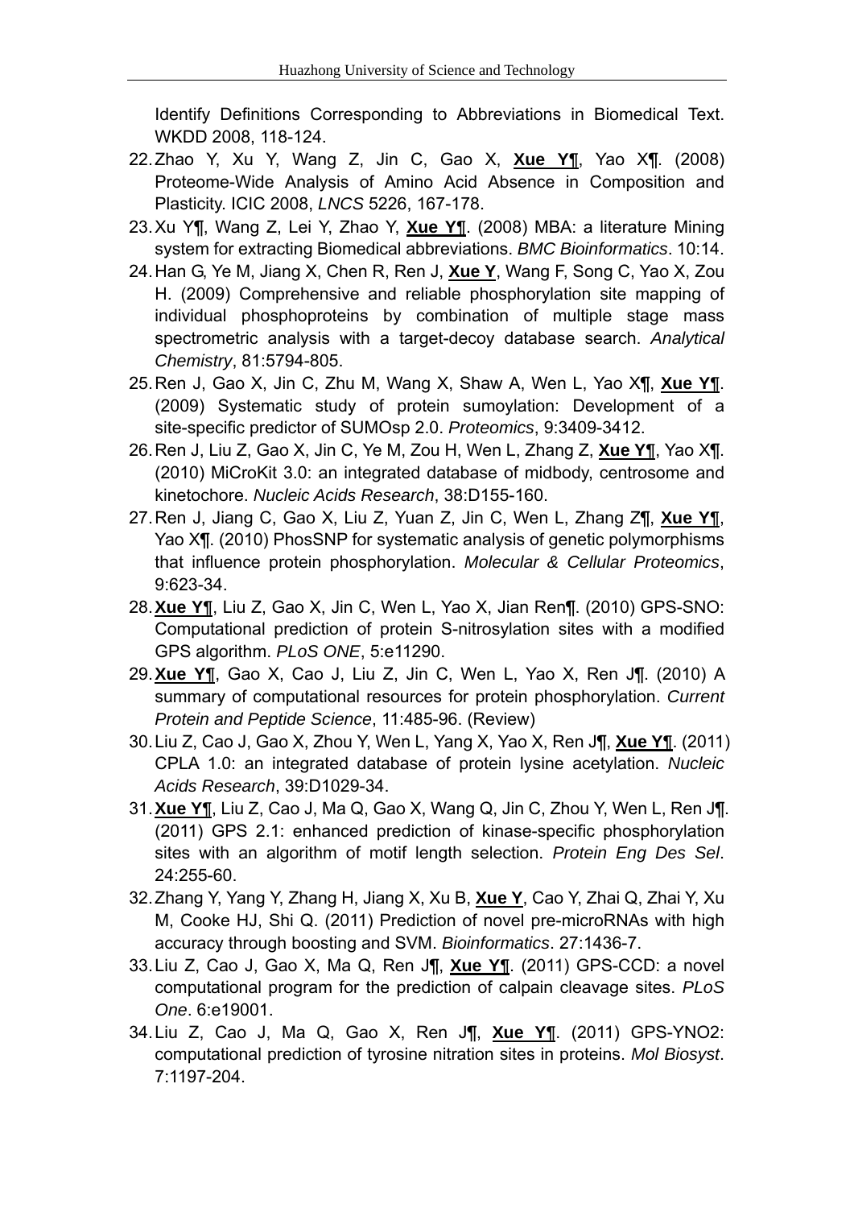Identify Definitions Corresponding to Abbreviations in Biomedical Text. WKDD 2008, 118-124.

22. Zhao Y, Xu Y, Wang Z, Jin C, Gao X, **Xue Y**¶, Yao X¶. (2008) Proteome-Wide Analysis of Amino Acid Absence in Composition and Plasticity. ICIC 2008, *LNCS* 5226, 167-178.
23. Xu Y¶, Wang Z, Lei Y, Zhao Y, **Xue Y**¶. (2008) MBA: a literature Mining system for extracting Biomedical abbreviations. *BMC Bioinformatics*. 10:14.
24. Han G, Ye M, Jiang X, Chen R, Ren J, **Xue Y**, Wang F, Song C, Yao X, Zou H. (2009) Comprehensive and reliable phosphorylation site mapping of individual phosphoproteins by combination of multiple stage mass spectrometric analysis with a target-decoy database search. *Analytical Chemistry*, 81:5794-805.
25. Ren J, Gao X, Jin C, Zhu M, Wang X, Shaw A, Wen L, Yao X¶, **Xue Y**¶. (2009) Systematic study of protein sumoylation: Development of a site-specific predictor of SUMOsp 2.0. *Proteomics*, 9:3409-3412.
26. Ren J, Liu Z, Gao X, Jin C, Ye M, Zou H, Wen L, Zhang Z, **Xue Y**¶, Yao X¶. (2010) MiCroKit 3.0: an integrated database of midbody, centrosome and kinetochore. *Nucleic Acids Research*, 38:D155-160.
27. Ren J, Jiang C, Gao X, Liu Z, Yuan Z, Jin C, Wen L, Zhang Z¶, **Xue Y**¶, Yao X¶. (2010) PhosSNP for systematic analysis of genetic polymorphisms that influence protein phosphorylation. *Molecular & Cellular Proteomics*, 9:623-34.
28. **Xue Y**¶, Liu Z, Gao X, Jin C, Wen L, Yao X, Jian Ren¶. (2010) GPS-SNO: Computational prediction of protein S-nitrosylation sites with a modified GPS algorithm. *PLoS ONE*, 5:e11290.
29. **Xue Y**¶, Gao X, Cao J, Liu Z, Jin C, Wen L, Yao X, Ren J¶. (2010) A summary of computational resources for protein phosphorylation. *Current Protein and Peptide Science*, 11:485-96. (Review)
30. Liu Z, Cao J, Gao X, Zhou Y, Wen L, Yang X, Yao X, Ren J¶, **Xue Y**¶. (2011) CPLA 1.0: an integrated database of protein lysine acetylation. *Nucleic Acids Research*, 39:D1029-34.
31. **Xue Y**¶, Liu Z, Cao J, Ma Q, Gao X, Wang Q, Jin C, Zhou Y, Wen L, Ren J¶. (2011) GPS 2.1: enhanced prediction of kinase-specific phosphorylation sites with an algorithm of motif length selection. *Protein Eng Des Sel*. 24:255-60.
32. Zhang Y, Yang Y, Zhang H, Jiang X, Xu B, **Xue Y**, Cao Y, Zhai Q, Zhai Y, Xu M, Cooke HJ, Shi Q. (2011) Prediction of novel pre-microRNAs with high accuracy through boosting and SVM. *Bioinformatics*. 27:1436-7.
33. Liu Z, Cao J, Gao X, Ma Q, Ren J¶, **Xue Y**¶. (2011) GPS-CCD: a novel computational program for the prediction of calpain cleavage sites. *PLoS One*. 6:e19001.
34. Liu Z, Cao J, Ma Q, Gao X, Ren J¶, **Xue Y**¶. (2011) GPS-YNO2: computational prediction of tyrosine nitration sites in proteins. *Mol Biosyst*. 7:1197-204.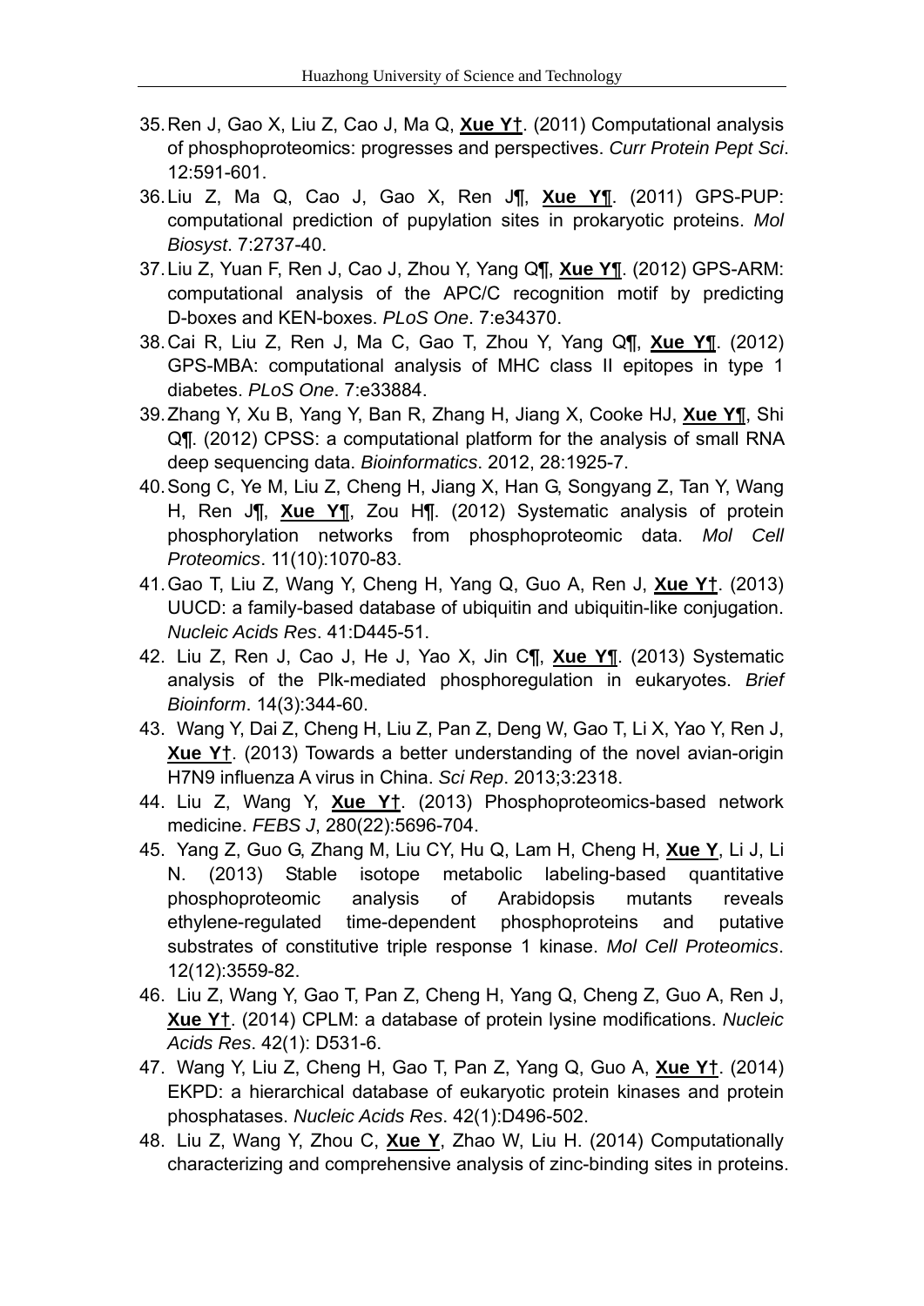35. Ren J, Gao X, Liu Z, Cao J, Ma Q, **Xue Y†**. (2011) Computational analysis of phosphoproteomics: progresses and perspectives. *Curr Protein Pept Sci*. 12:591-601.
36. Liu Z, Ma Q, Cao J, Gao X, Ren J¶, **Xue Y¶**. (2011) GPS-PUP: computational prediction of pupylation sites in prokaryotic proteins. *Mol Biosyst*. 7:2737-40.
37. Liu Z, Yuan F, Ren J, Cao J, Zhou Y, Yang Q¶, **Xue Y¶**. (2012) GPS-ARM: computational analysis of the APC/C recognition motif by predicting D-boxes and KEN-boxes. *PLoS One*. 7:e34370.
38. Cai R, Liu Z, Ren J, Ma C, Gao T, Zhou Y, Yang Q¶, **Xue Y¶**. (2012) GPS-MBA: computational analysis of MHC class II epitopes in type 1 diabetes. *PLoS One*. 7:e33884.
39. Zhang Y, Xu B, Yang Y, Ban R, Zhang H, Jiang X, Cooke HJ, **Xue Y¶**, Shi Q¶. (2012) CPSS: a computational platform for the analysis of small RNA deep sequencing data. *Bioinformatics*. 2012, 28:1925-7.
40. Song C, Ye M, Liu Z, Cheng H, Jiang X, Han G, Songyang Z, Tan Y, Wang H, Ren J¶, **Xue Y¶**, Zou H¶. (2012) Systematic analysis of protein phosphorylation networks from phosphoproteomic data. *Mol Cell Proteomics*. 11(10):1070-83.
41. Gao T, Liu Z, Wang Y, Cheng H, Yang Q, Guo A, Ren J, **Xue Y†**. (2013) UUCD: a family-based database of ubiquitin and ubiquitin-like conjugation. *Nucleic Acids Res*. 41:D445-51.
42. Liu Z, Ren J, Cao J, He J, Yao X, Jin C¶, **Xue Y¶**. (2013) Systematic analysis of the Plk-mediated phosphoregulation in eukaryotes. *Brief Bioinform*. 14(3):344-60.
43. Wang Y, Dai Z, Cheng H, Liu Z, Pan Z, Deng W, Gao T, Li X, Yao Y, Ren J, **Xue Y†**. (2013) Towards a better understanding of the novel avian-origin H7N9 influenza A virus in China. *Sci Rep*. 2013;3:2318.
44. Liu Z, Wang Y, **Xue Y†**. (2013) Phosphoproteomics-based network medicine. *FEBS J*, 280(22):5696-704.
45. Yang Z, Guo G, Zhang M, Liu CY, Hu Q, Lam H, Cheng H, **Xue Y**, Li J, Li N. (2013) Stable isotope metabolic labeling-based quantitative phosphoproteomic analysis of Arabidopsis mutants reveals ethylene-regulated time-dependent phosphoproteins and putative substrates of constitutive triple response 1 kinase. *Mol Cell Proteomics*. 12(12):3559-82.
46. Liu Z, Wang Y, Gao T, Pan Z, Cheng H, Yang Q, Cheng Z, Guo A, Ren J, **Xue Y†**. (2014) CPLM: a database of protein lysine modifications. *Nucleic Acids Res*. 42(1): D531-6.
47. Wang Y, Liu Z, Cheng H, Gao T, Pan Z, Yang Q, Guo A, **Xue Y†**. (2014) EKPD: a hierarchical database of eukaryotic protein kinases and protein phosphatases. *Nucleic Acids Res*. 42(1):D496-502.
48. Liu Z, Wang Y, Zhou C, **Xue Y**, Zhao W, Liu H. (2014) Computationally characterizing and comprehensive analysis of zinc-binding sites in proteins.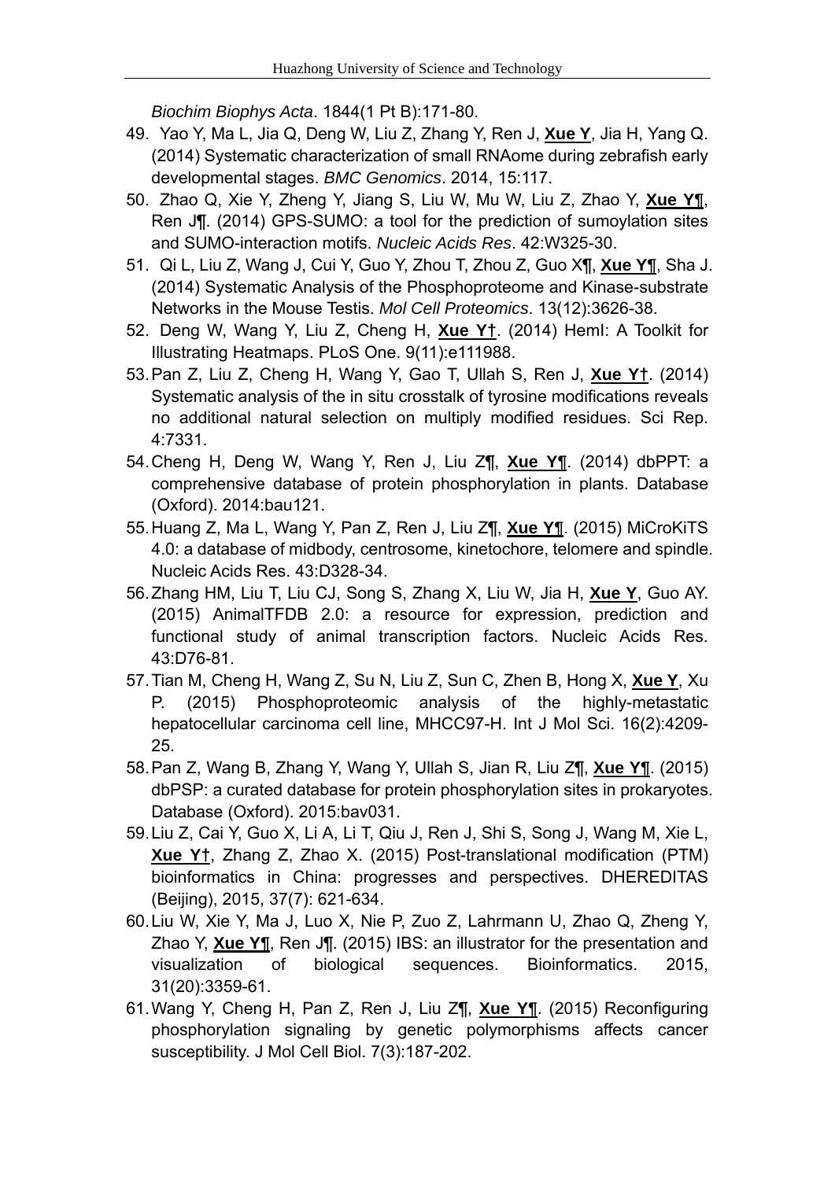*Biochim Biophys Acta*. 1844(1 Pt B):171-80.

49. Yao Y, Ma L, Jia Q, Deng W, Liu Z, Zhang Y, Ren J, **Xue Y**, Jia H, Yang Q. (2014) Systematic characterization of small RNAome during zebrafish early developmental stages. *BMC Genomics*. 2014, 15:117.
50. Zhao Q, Xie Y, Zheng Y, Jiang S, Liu W, Mu W, Liu Z, Zhao Y, **Xue Y**¶, Ren J¶. (2014) GPS-SUMO: a tool for the prediction of sumoylation sites and SUMO-interaction motifs. *Nucleic Acids Res*. 42:W325-30.
51. Qi L, Liu Z, Wang J, Cui Y, Guo Y, Zhou T, Zhou Z, Guo X¶, **Xue Y**¶, Sha J. (2014) Systematic Analysis of the Phosphoproteome and Kinase-substrate Networks in the Mouse Testis. *Mol Cell Proteomics*. 13(12):3626-38.
52. Deng W, Wang Y, Liu Z, Cheng H, **Xue Y**†. (2014) HemI: A Toolkit for Illustrating Heatmaps. PLoS One. 9(11):e111988.
53. Pan Z, Liu Z, Cheng H, Wang Y, Gao T, Ullah S, Ren J, **Xue Y**†. (2014) Systematic analysis of the in situ crosstalk of tyrosine modifications reveals no additional natural selection on multiply modified residues. Sci Rep. 4:7331.
54. Cheng H, Deng W, Wang Y, Ren J, Liu Z¶, **Xue Y**¶. (2014) dbPPT: a comprehensive database of protein phosphorylation in plants. Database (Oxford). 2014:bau121.
55. Huang Z, Ma L, Wang Y, Pan Z, Ren J, Liu Z¶, **Xue Y**¶. (2015) MiCroKiTS 4.0: a database of midbody, centrosome, kinetochore, telomere and spindle. Nucleic Acids Res. 43:D328-34.
56. Zhang HM, Liu T, Liu CJ, Song S, Zhang X, Liu W, Jia H, **Xue Y**, Guo AY. (2015) AnimalTFDB 2.0: a resource for expression, prediction and functional study of animal transcription factors. Nucleic Acids Res. 43:D76-81.
57. Tian M, Cheng H, Wang Z, Su N, Liu Z, Sun C, Zhen B, Hong X, **Xue Y**, Xu P. (2015) Phosphoproteomic analysis of the highly-metastatic hepatocellular carcinoma cell line, MHCC97-H. Int J Mol Sci. 16(2):4209-25.
58. Pan Z, Wang B, Zhang Y, Wang Y, Ullah S, Jian R, Liu Z¶, **Xue Y**¶. (2015) dbPSP: a curated database for protein phosphorylation sites in prokaryotes. Database (Oxford). 2015:bav031.
59. Liu Z, Cai Y, Guo X, Li A, Li T, Qiu J, Ren J, Shi S, Song J, Wang M, Xie L, **Xue Y**†, Zhang Z, Zhao X. (2015) Post-translational modification (PTM) bioinformatics in China: progresses and perspectives. DHEREDITAS (Beijing), 2015, 37(7): 621-634.
60. Liu W, Xie Y, Ma J, Luo X, Nie P, Zuo Z, Lahrmann U, Zhao Q, Zheng Y, Zhao Y, **Xue Y**¶, Ren J¶. (2015) IBS: an illustrator for the presentation and visualization of biological sequences. Bioinformatics. 2015, 31(20):3359-61.
61. Wang Y, Cheng H, Pan Z, Ren J, Liu Z¶, **Xue Y**¶. (2015) Reconfiguring phosphorylation signaling by genetic polymorphisms affects cancer susceptibility. J Mol Cell Biol. 7(3):187-202.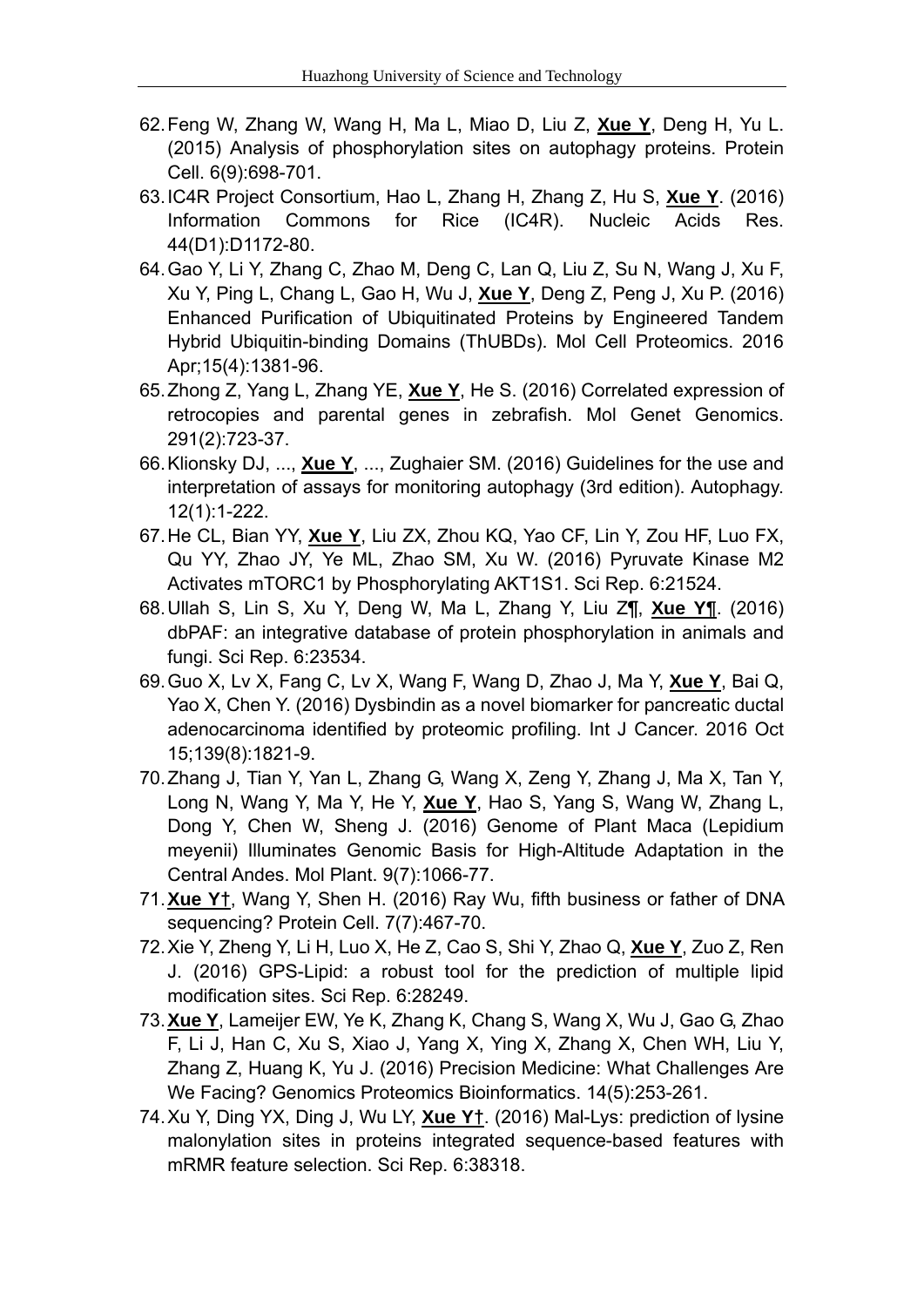62. Feng W, Zhang W, Wang H, Ma L, Miao D, Liu Z, **Xue Y**, Deng H, Yu L. (2015) Analysis of phosphorylation sites on autophagy proteins. Protein Cell. 6(9):698-701.
63. IC4R Project Consortium, Hao L, Zhang H, Zhang Z, Hu S, **Xue Y**. (2016) Information Commons for Rice (IC4R). Nucleic Acids Res. 44(D1):D1172-80.
64. Gao Y, Li Y, Zhang C, Zhao M, Deng C, Lan Q, Liu Z, Su N, Wang J, Xu F, Xu Y, Ping L, Chang L, Gao H, Wu J, **Xue Y**, Deng Z, Peng J, Xu P. (2016) Enhanced Purification of Ubiquitinated Proteins by Engineered Tandem Hybrid Ubiquitin-binding Domains (ThUBDs). Mol Cell Proteomics. 2016 Apr;15(4):1381-96.
65. Zhong Z, Yang L, Zhang YE, **Xue Y**, He S. (2016) Correlated expression of retrocopies and parental genes in zebrafish. Mol Genet Genomics. 291(2):723-37.
66. Klionsky DJ, ..., **Xue Y**, ..., Zughaier SM. (2016) Guidelines for the use and interpretation of assays for monitoring autophagy (3rd edition). Autophagy. 12(1):1-222.
67. He CL, Bian YY, **Xue Y**, Liu ZX, Zhou KQ, Yao CF, Lin Y, Zou HF, Luo FX, Qu YY, Zhao JY, Ye ML, Zhao SM, Xu W. (2016) Pyruvate Kinase M2 Activates mTORC1 by Phosphorylating AKT1S1. Sci Rep. 6:21524.
68. Ullah S, Lin S, Xu Y, Deng W, Ma L, Zhang Y, Liu Z¶, **Xue Y¶**. (2016) dbPAF: an integrative database of protein phosphorylation in animals and fungi. Sci Rep. 6:23534.
69. Guo X, Lv X, Fang C, Lv X, Wang F, Wang D, Zhao J, Ma Y, **Xue Y**, Bai Q, Yao X, Chen Y. (2016) Dysbindin as a novel biomarker for pancreatic ductal adenocarcinoma identified by proteomic profiling. Int J Cancer. 2016 Oct 15;139(8):1821-9.
70. Zhang J, Tian Y, Yan L, Zhang G, Wang X, Zeng Y, Zhang J, Ma X, Tan Y, Long N, Wang Y, Ma Y, He Y, **Xue Y**, Hao S, Yang S, Wang W, Zhang L, Dong Y, Chen W, Sheng J. (2016) Genome of Plant Maca (Lepidium meyenii) Illuminates Genomic Basis for High-Altitude Adaptation in the Central Andes. Mol Plant. 9(7):1066-77.
71. **Xue Y†**, Wang Y, Shen H. (2016) Ray Wu, fifth business or father of DNA sequencing? Protein Cell. 7(7):467-70.
72. Xie Y, Zheng Y, Li H, Luo X, He Z, Cao S, Shi Y, Zhao Q, **Xue Y**, Zuo Z, Ren J. (2016) GPS-Lipid: a robust tool for the prediction of multiple lipid modification sites. Sci Rep. 6:28249.
73. **Xue Y**, Lameijer EW, Ye K, Zhang K, Chang S, Wang X, Wu J, Gao G, Zhao F, Li J, Han C, Xu S, Xiao J, Yang X, Ying X, Zhang X, Chen WH, Liu Y, Zhang Z, Huang K, Yu J. (2016) Precision Medicine: What Challenges Are We Facing? Genomics Proteomics Bioinformatics. 14(5):253-261.
74. Xu Y, Ding YX, Ding J, Wu LY, **Xue Y†**. (2016) Mal-Lys: prediction of lysine malonylation sites in proteins integrated sequence-based features with mRMR feature selection. Sci Rep. 6:38318.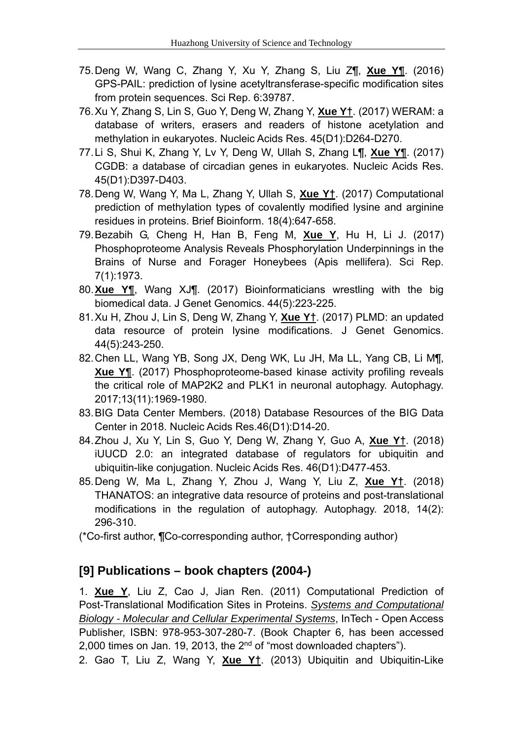75. Deng W, Wang C, Zhang Y, Xu Y, Zhang S, Liu Z¶, **Xue Y**¶. (2016) GPS-PAIL: prediction of lysine acetyltransferase-specific modification sites from protein sequences. Sci Rep. 6:39787.
76. Xu Y, Zhang S, Lin S, Guo Y, Deng W, Zhang Y, **Xue Y**†. (2017) WERAM: a database of writers, erasers and readers of histone acetylation and methylation in eukaryotes. Nucleic Acids Res. 45(D1):D264-D270.
77. Li S, Shui K, Zhang Y, Lv Y, Deng W, Ullah S, Zhang L¶, **Xue Y**¶. (2017) CGDB: a database of circadian genes in eukaryotes. Nucleic Acids Res. 45(D1):D397-D403.
78. Deng W, Wang Y, Ma L, Zhang Y, Ullah S, **Xue Y**†. (2017) Computational prediction of methylation types of covalently modified lysine and arginine residues in proteins. Brief Bioinform. 18(4):647-658.
79. Bezabih G, Cheng H, Han B, Feng M, **Xue Y**, Hu H, Li J. (2017) Phosphoproteome Analysis Reveals Phosphorylation Underpinnings in the Brains of Nurse and Forager Honeybees (Apis mellifera). Sci Rep. 7(1):1973.
80. **Xue Y**¶, Wang XJ¶. (2017) Bioinformaticians wrestling with the big biomedical data. J Genet Genomics. 44(5):223-225.
81. Xu H, Zhou J, Lin S, Deng W, Zhang Y, **Xue Y**†. (2017) PLMD: an updated data resource of protein lysine modifications. J Genet Genomics. 44(5):243-250.
82. Chen LL, Wang YB, Song JX, Deng WK, Lu JH, Ma LL, Yang CB, Li M¶, **Xue Y**¶. (2017) Phosphoproteome-based kinase activity profiling reveals the critical role of MAP2K2 and PLK1 in neuronal autophagy. Autophagy. 2017;13(11):1969-1980.
83. BIG Data Center Members. (2018) Database Resources of the BIG Data Center in 2018. Nucleic Acids Res.46(D1):D14-20.
84. Zhou J, Xu Y, Lin S, Guo Y, Deng W, Zhang Y, Guo A, **Xue Y**†. (2018) iUUCD 2.0: an integrated database of regulators for ubiquitin and ubiquitin-like conjugation. Nucleic Acids Res. 46(D1):D477-453.
85. Deng W, Ma L, Zhang Y, Zhou J, Wang Y, Liu Z, **Xue Y**†. (2018) THANATOS: an integrative data resource of proteins and post-translational modifications in the regulation of autophagy. Autophagy. 2018, 14(2): 296-310.

(*Co-first author, ¶Co-corresponding author, †Corresponding author)

## [9] Publications – book chapters (2004-)

1. **Xue Y**, Liu Z, Cao J, Jian Ren. (2011) Computational Prediction of Post-Translational Modification Sites in Proteins. *Systems and Computational Biology - Molecular and Cellular Experimental Systems*, InTech - Open Access Publisher, ISBN: 978-953-307-280-7. (Book Chapter 6, has been accessed 2,000 times on Jan. 19, 2013, the 2nd of "most downloaded chapters").
2. Gao T, Liu Z, Wang Y, **Xue Y**†. (2013) Ubiquitin and Ubiquitin-Like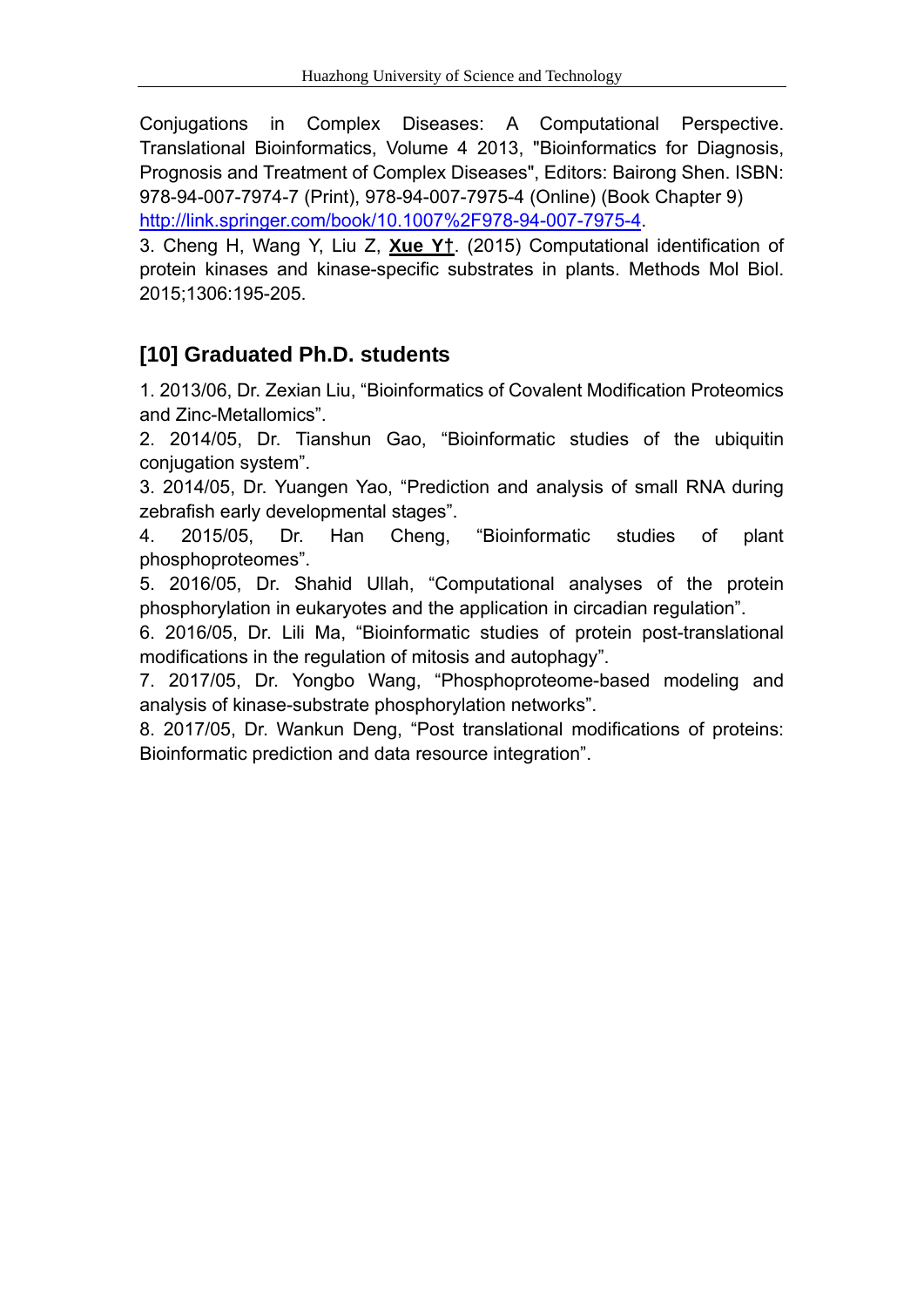Conjugations in Complex Diseases: A Computational Perspective. Translational Bioinformatics, Volume 4 2013, "Bioinformatics for Diagnosis, Prognosis and Treatment of Complex Diseases", Editors: Bairong Shen. ISBN: 978-94-007-7974-7 (Print), 978-94-007-7975-4 (Online) (Book Chapter 9) http://link.springer.com/book/10.1007%2F978-94-007-7975-4.

3. Cheng H, Wang Y, Liu Z, **Xue Y†**. (2015) Computational identification of protein kinases and kinase-specific substrates in plants. Methods Mol Biol. 2015;1306:195-205.

## [10] Graduated Ph.D. students

1. 2013/06, Dr. Zexian Liu, “Bioinformatics of Covalent Modification Proteomics and Zinc-Metallomics”.
2. 2014/05, Dr. Tianshun Gao, “Bioinformatic studies of the ubiquitin conjugation system”.
3. 2014/05, Dr. Yuangen Yao, “Prediction and analysis of small RNA during zebrafish early developmental stages”.
4. 2015/05, Dr. Han Cheng, “Bioinformatic studies of plant phosphoproteomes”.
5. 2016/05, Dr. Shahid Ullah, “Computational analyses of the protein phosphorylation in eukaryotes and the application in circadian regulation”.
6. 2016/05, Dr. Lili Ma, “Bioinformatic studies of protein post-translational modifications in the regulation of mitosis and autophagy”.
7. 2017/05, Dr. Yongbo Wang, “Phosphoproteome-based modeling and analysis of kinase-substrate phosphorylation networks”.
8. 2017/05, Dr. Wankun Deng, “Post translational modifications of proteins: Bioinformatic prediction and data resource integration”.